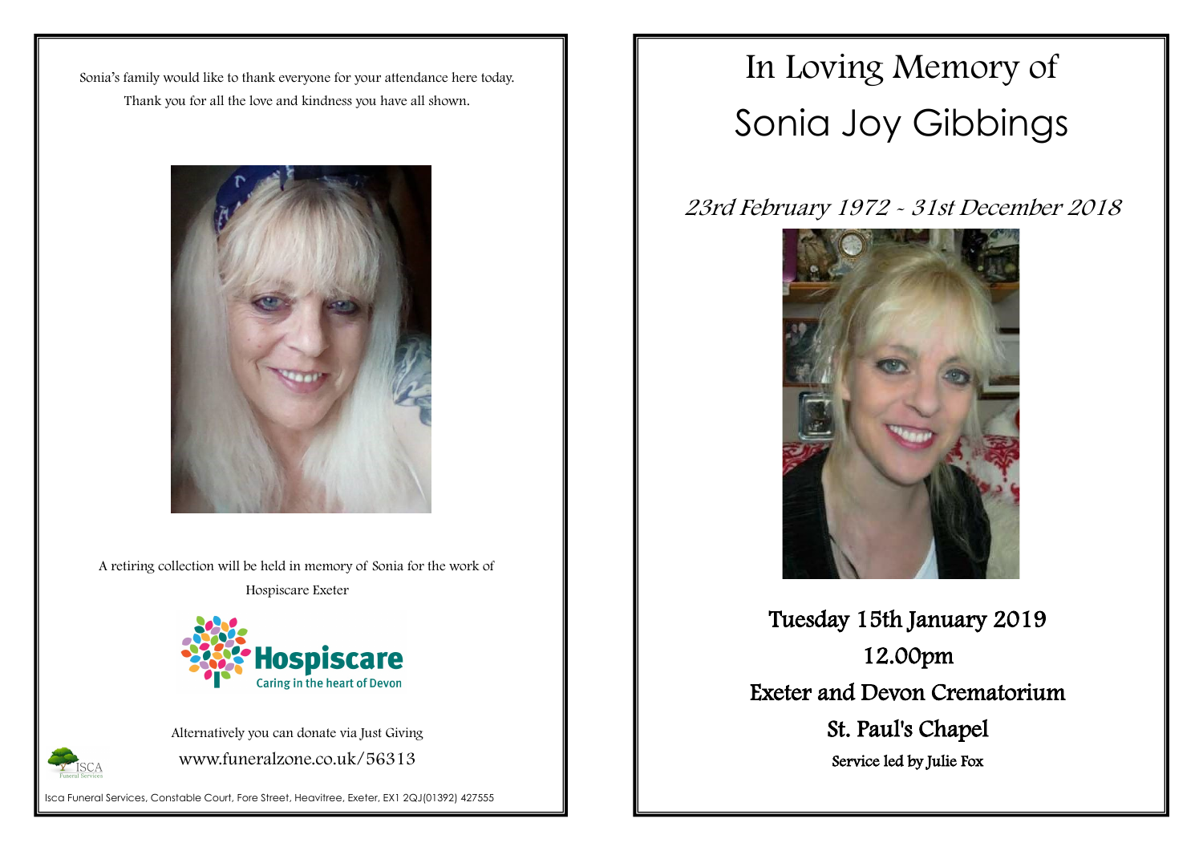Sonia's family would like to thank everyone for your attendance here today.
Thank you for all the love and kindness you have all shown.

A retiring collection will be held in memory of Sonia for the work of Hospiscare Exeter

Hospiscare
Caring in the heart of Devon

Alternatively you can donate via Just Giving
www.funeralzone.co.uk/56313

ISCA Funeral Services

Isca Funeral Services, Constable Court, Fore Street, Heavitree, Exeter, EX1 2QJ(01392) 427555

# In Loving Memory of
# Sonia Joy Gibbings

*23rd February 1972 - 31st December 2018*

**Tuesday 15th January 2019**

**12.00pm**

**Exeter and Devon Crematorium**

**St. Paul's Chapel**

**Service led by Julie Fox**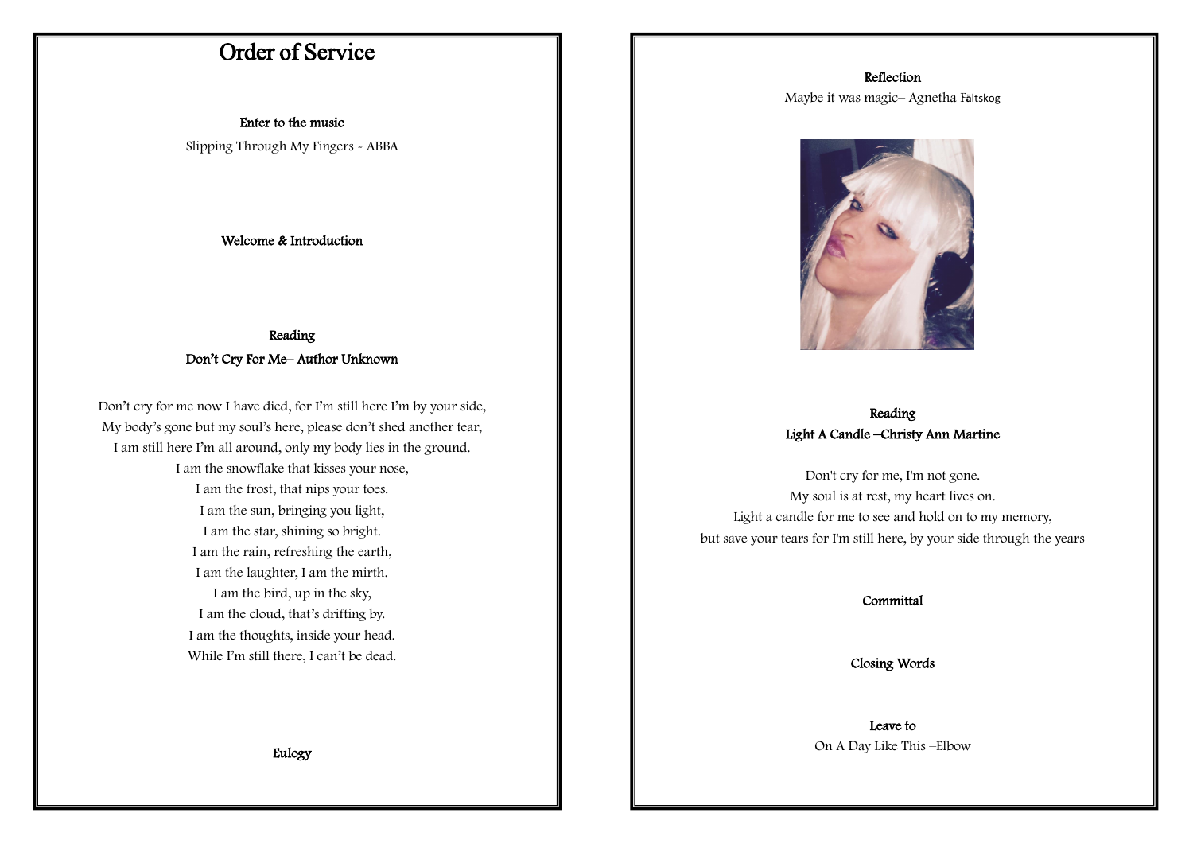# Order of Service

**Enter to the music**

Slipping Through My Fingers - ABBA

**Welcome & Introduction**

**Reading**

**Don't Cry For Me– Author Unknown**

Don't cry for me now I have died, for I'm still here I'm by your side,
My body's gone but my soul's here, please don't shed another tear,
I am still here I'm all around, only my body lies in the ground.
I am the snowflake that kisses your nose,
I am the frost, that nips your toes.
I am the sun, bringing you light,
I am the star, shining so bright.
I am the rain, refreshing the earth,
I am the laughter, I am the mirth.
I am the bird, up in the sky,
I am the cloud, that's drifting by.
I am the thoughts, inside your head.
While I'm still there, I can't be dead.

**Eulogy**

**Reflection**

Maybe it was magic– Agnetha Fältskog

**Reading**

**Light A Candle –Christy Ann Martine**

Don't cry for me, I'm not gone.
My soul is at rest, my heart lives on.
Light a candle for me to see and hold on to my memory,
but save your tears for I'm still here, by your side through the years

**Committal**

**Closing Words**

**Leave to**

On A Day Like This –Elbow